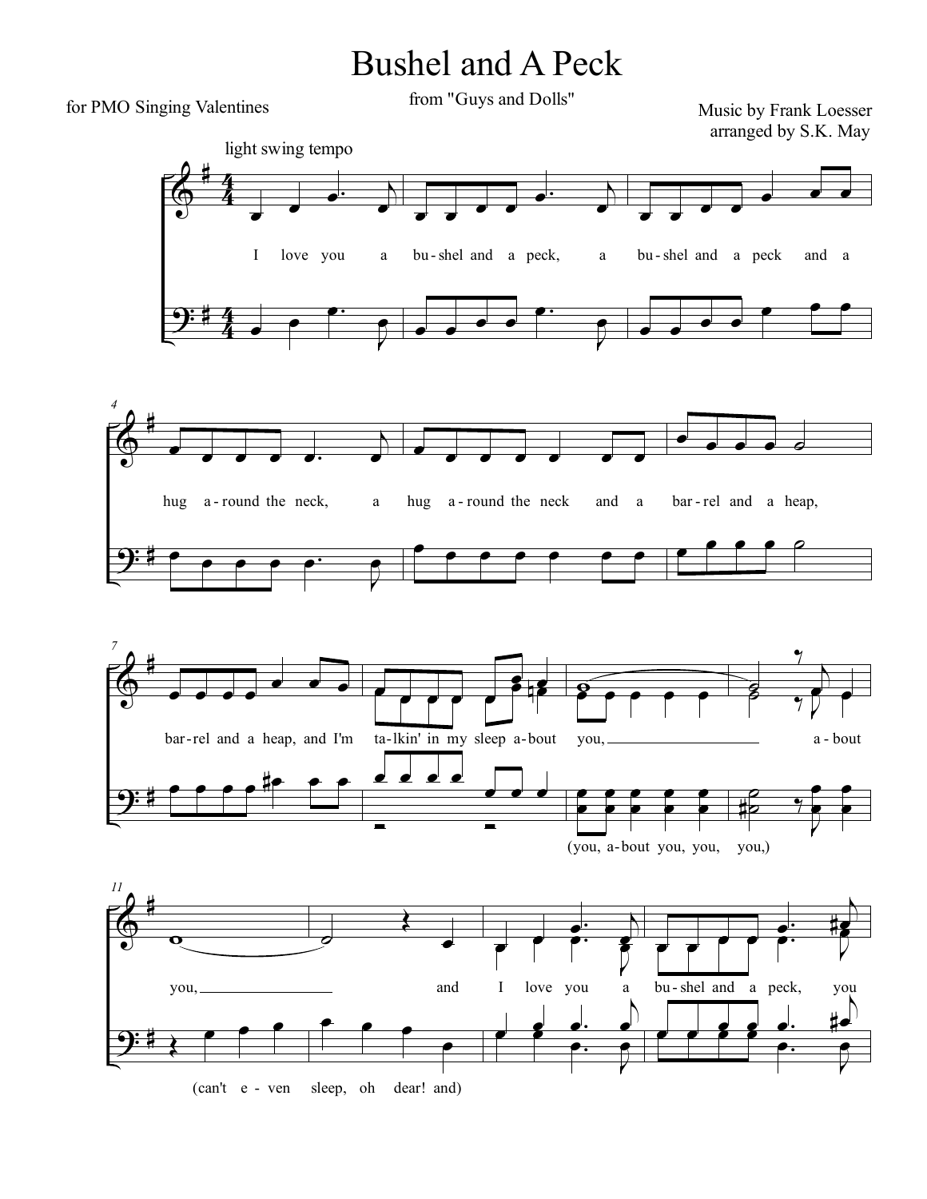# Bushel and A Peck

from "Guys and Dolls"

for PMO Singing Valentines

Music by Frank Loesser
arranged by S.K. May

light swing tempo

I love you a bu-shel and a peck, a bu-shel and a peck and a hug a-round the neck, a hug a-round the neck and a bar-rel and a heap, bar-rel and a heap, and I'm ta-lkin' in my sleep a-bout you, a-bout you, and I love you a bu-shel and a peck, you

(you, a-bout you, you, you,)

(can't e-ven sleep, oh dear! and)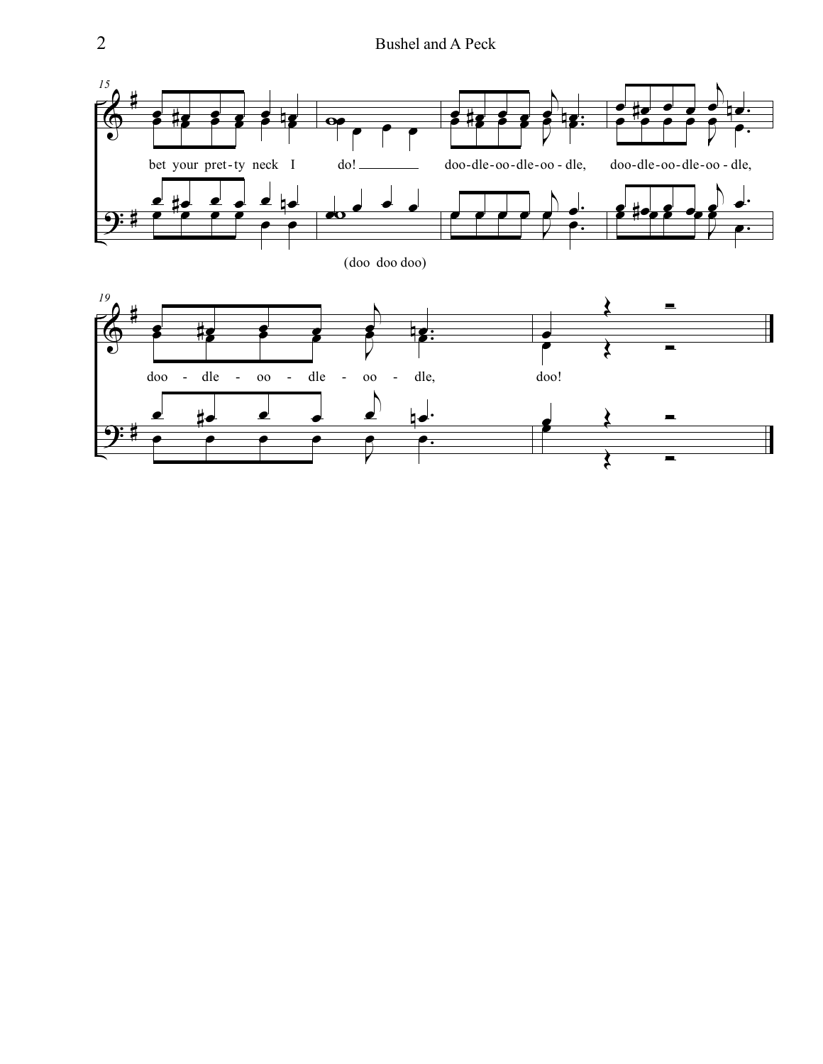15

bet your pret-ty neck I do! doo-dle-oo-dle-oo-dle, doo-dle-oo-dle-oo-dle,

(doo doo doo)

19

doo - dle - oo - dle - oo - dle, doo!